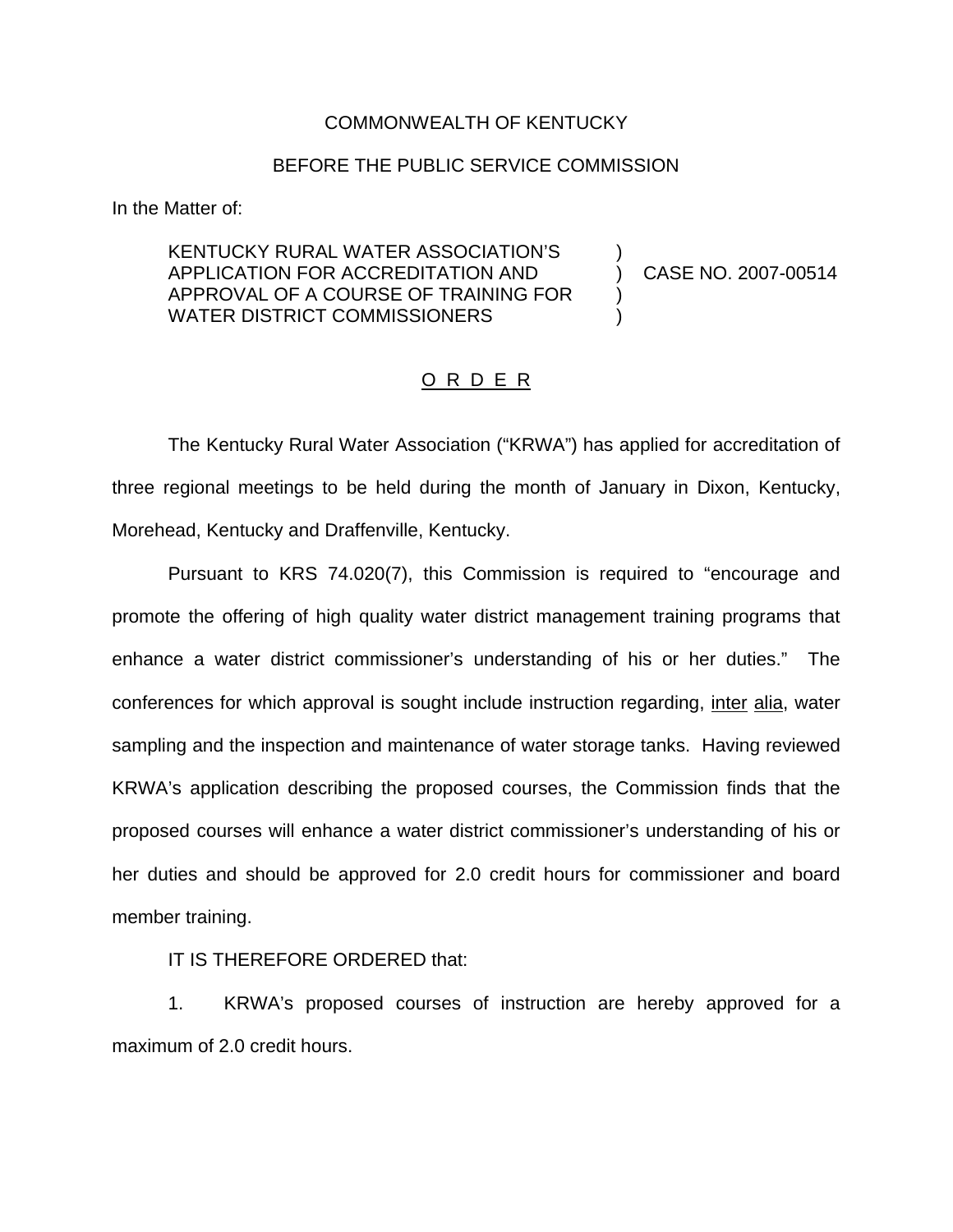COMMONWEALTH OF KENTUCKY

BEFORE THE PUBLIC SERVICE COMMISSION

In the Matter of:

KENTUCKY RURAL WATER ASSOCIATION'S APPLICATION FOR ACCREDITATION AND APPROVAL OF A COURSE OF TRAINING FOR WATER DISTRICT COMMISSIONERS ) CASE NO. 2007-00514

## O R D E R

The Kentucky Rural Water Association ("KRWA") has applied for accreditation of three regional meetings to be held during the month of January in Dixon, Kentucky, Morehead, Kentucky and Draffenville, Kentucky.

Pursuant to KRS 74.020(7), this Commission is required to "encourage and promote the offering of high quality water district management training programs that enhance a water district commissioner's understanding of his or her duties." The conferences for which approval is sought include instruction regarding, inter alia, water sampling and the inspection and maintenance of water storage tanks. Having reviewed KRWA's application describing the proposed courses, the Commission finds that the proposed courses will enhance a water district commissioner's understanding of his or her duties and should be approved for 2.0 credit hours for commissioner and board member training.

IT IS THEREFORE ORDERED that:

1. KRWA's proposed courses of instruction are hereby approved for a maximum of 2.0 credit hours.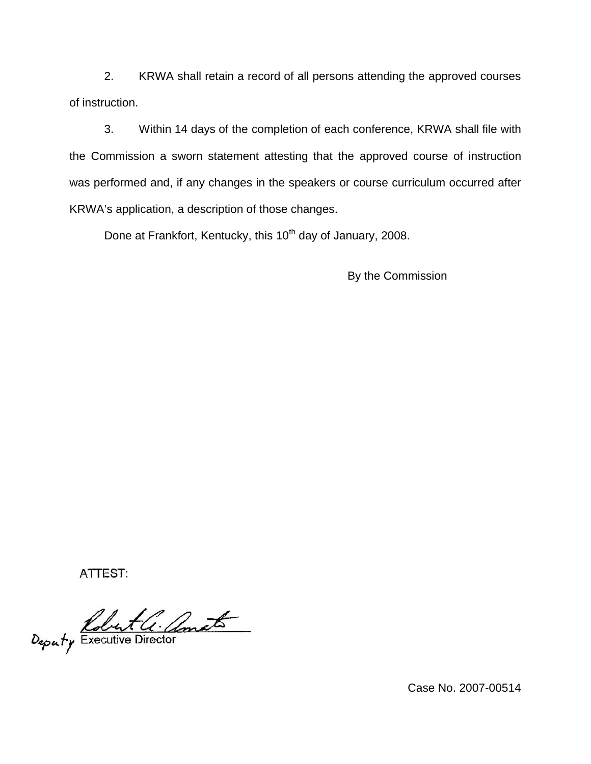2. KRWA shall retain a record of all persons attending the approved courses of instruction.

3. Within 14 days of the completion of each conference, KRWA shall file with the Commission a sworn statement attesting that the approved course of instruction was performed and, if any changes in the speakers or course curriculum occurred after KRWA's application, a description of those changes.

Done at Frankfort, Kentucky, this 10th day of January, 2008.

By the Commission

ATTEST:

Deputy Executive Director

Case No. 2007-00514